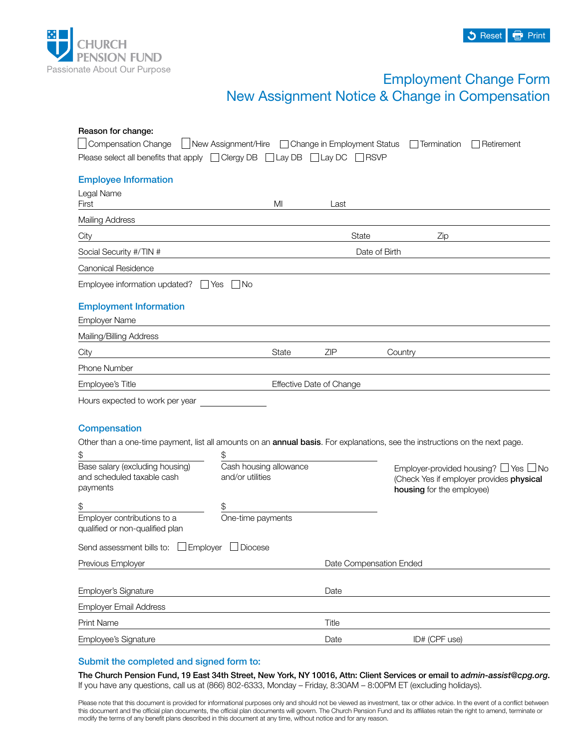CHURCH PENSION FUND
Passionate About Our Purpose

Reset Print

# Employment Change Form
# New Assignment Notice & Change in Compensation

**Reason for change:**

☐ Compensation Change ☐ New Assignment/Hire ☐ Change in Employment Status ☐ Termination ☐ Retirement

Please select all benefits that apply ☐ Clergy DB ☐ Lay DB ☐ Lay DC ☐ RSVP

## Employee Information

Legal Name
First ____________ MI ____________ Last ____________

Mailing Address ____________

City ____________ State ____________ Zip ____________

Social Security #/TIN # ____________ Date of Birth ____________

Canonical Residence ____________

Employee information updated? ☐ Yes ☐ No

## Employment Information

Employer Name ____________

Mailing/Billing Address ____________

City ____________ State ____________ ZIP ____________ Country ____________

Phone Number ____________

Employee's Title ____________ Effective Date of Change ____________

Hours expected to work per year ____________

## Compensation

Other than a one-time payment, list all amounts on an **annual basis**. For explanations, see the instructions on the next page.

$ ____________
Base salary (excluding housing) and scheduled taxable cash payments

$ ____________
Cash housing allowance and/or utilities

Employer-provided housing? ☐ Yes ☐ No
(Check Yes if employer provides **physical housing** for the employee)

$ ____________
Employer contributions to a qualified or non-qualified plan

$ ____________
One-time payments

Send assessment bills to: ☐ Employer ☐ Diocese

Previous Employer ____________ Date Compensation Ended ____________

Employer's Signature ____________ Date ____________

Employer Email Address ____________

Print Name ____________ Title ____________

Employee's Signature ____________ Date ____________ ID# (CPF use) ____________

## Submit the completed and signed form to:

**The Church Pension Fund, 19 East 34th Street, New York, NY 10016, Attn: Client Services or email to *admin-assist@cpg.org*.**
If you have any questions, call us at (866) 802-6333, Monday – Friday, 8:30AM – 8:00PM ET (excluding holidays).

Please note that this document is provided for informational purposes only and should not be viewed as investment, tax or other advice. In the event of a conflict between this document and the official plan documents, the official plan documents will govern. The Church Pension Fund and its affiliates retain the right to amend, terminate or modify the terms of any benefit plans described in this document at any time, without notice and for any reason.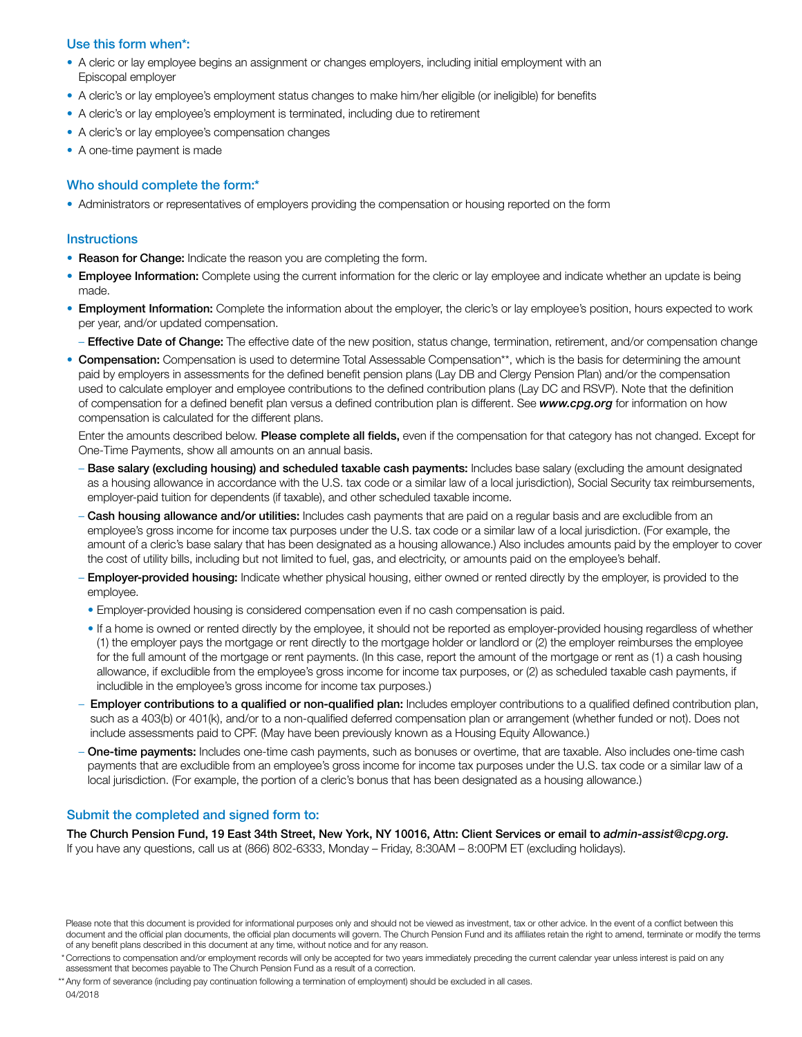## Use this form when*:

- A cleric or lay employee begins an assignment or changes employers, including initial employment with an Episcopal employer
- A cleric's or lay employee's employment status changes to make him/her eligible (or ineligible) for benefits
- A cleric's or lay employee's employment is terminated, including due to retirement
- A cleric's or lay employee's compensation changes
- A one-time payment is made

## Who should complete the form:*

- Administrators or representatives of employers providing the compensation or housing reported on the form

## Instructions

- **Reason for Change:** Indicate the reason you are completing the form.
- **Employee Information:** Complete using the current information for the cleric or lay employee and indicate whether an update is being made.
- **Employment Information:** Complete the information about the employer, the cleric's or lay employee's position, hours expected to work per year, and/or updated compensation.
  - **Effective Date of Change:** The effective date of the new position, status change, termination, retirement, and/or compensation change
- **Compensation:** Compensation is used to determine Total Assessable Compensation**, which is the basis for determining the amount paid by employers in assessments for the defined benefit pension plans (Lay DB and Clergy Pension Plan) and/or the compensation used to calculate employer and employee contributions to the defined contribution plans (Lay DC and RSVP). Note that the definition of compensation for a defined benefit plan versus a defined contribution plan is different. See ***www.cpg.org*** for information on how compensation is calculated for the different plans.

  Enter the amounts described below. **Please complete all fields,** even if the compensation for that category has not changed. Except for One-Time Payments, show all amounts on an annual basis.

  - **Base salary (excluding housing) and scheduled taxable cash payments:** Includes base salary (excluding the amount designated as a housing allowance in accordance with the U.S. tax code or a similar law of a local jurisdiction), Social Security tax reimbursements, employer-paid tuition for dependents (if taxable), and other scheduled taxable income.
  - **Cash housing allowance and/or utilities:** Includes cash payments that are paid on a regular basis and are excludible from an employee's gross income for income tax purposes under the U.S. tax code or a similar law of a local jurisdiction. (For example, the amount of a cleric's base salary that has been designated as a housing allowance.) Also includes amounts paid by the employer to cover the cost of utility bills, including but not limited to fuel, gas, and electricity, or amounts paid on the employee's behalf.
  - **Employer-provided housing:** Indicate whether physical housing, either owned or rented directly by the employer, is provided to the employee.
    - Employer-provided housing is considered compensation even if no cash compensation is paid.
    - If a home is owned or rented directly by the employee, it should not be reported as employer-provided housing regardless of whether (1) the employer pays the mortgage or rent directly to the mortgage holder or landlord or (2) the employer reimburses the employee for the full amount of the mortgage or rent payments. (In this case, report the amount of the mortgage or rent as (1) a cash housing allowance, if excludible from the employee's gross income for income tax purposes, or (2) as scheduled taxable cash payments, if includible in the employee's gross income for income tax purposes.)
  - **Employer contributions to a qualified or non-qualified plan:** Includes employer contributions to a qualified defined contribution plan, such as a 403(b) or 401(k), and/or to a non-qualified deferred compensation plan or arrangement (whether funded or not). Does not include assessments paid to CPF. (May have been previously known as a Housing Equity Allowance.)
  - **One-time payments:** Includes one-time cash payments, such as bonuses or overtime, that are taxable. Also includes one-time cash payments that are excludible from an employee's gross income for income tax purposes under the U.S. tax code or a similar law of a local jurisdiction. (For example, the portion of a cleric's bonus that has been designated as a housing allowance.)

## Submit the completed and signed form to:

**The Church Pension Fund, 19 East 34th Street, New York, NY 10016, Attn: Client Services or email to *admin-assist@cpg.org*.**
If you have any questions, call us at (866) 802-6333, Monday – Friday, 8:30AM – 8:00PM ET (excluding holidays).

Please note that this document is provided for informational purposes only and should not be viewed as investment, tax or other advice. In the event of a conflict between this document and the official plan documents, the official plan documents will govern. The Church Pension Fund and its affiliates retain the right to amend, terminate or modify the terms of any benefit plans described in this document at any time, without notice and for any reason.

\* Corrections to compensation and/or employment records will only be accepted for two years immediately preceding the current calendar year unless interest is paid on any assessment that becomes payable to The Church Pension Fund as a result of a correction.

** Any form of severance (including pay continuation following a termination of employment) should be excluded in all cases.

04/2018